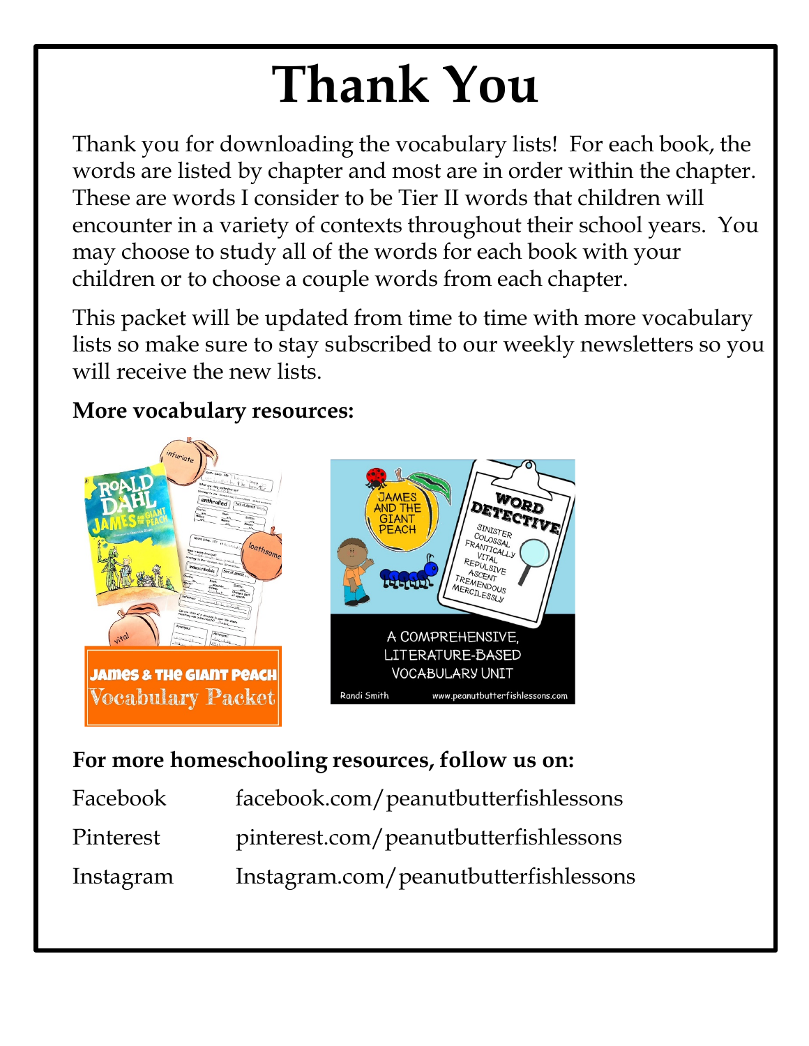# Thank You

Thank you for downloading the vocabulary lists! For each book, the words are listed by chapter and most are in order within the chapter. These are words I consider to be Tier II words that children will encounter in a variety of contexts throughout their school years. You may choose to study all of the words for each book with your children or to choose a couple words from each chapter.

This packet will be updated from time to time with more vocabulary lists so make sure to stay subscribed to our weekly newsletters so you will receive the new lists.

**More vocabulary resources:**

**For more homeschooling resources, follow us on:**

| | |
|---|---|
| Facebook | facebook.com/peanutbutterfishlessons |
| Pinterest | pinterest.com/peanutbutterfishlessons |
| Instagram | Instagram.com/peanutbutterfishlessons |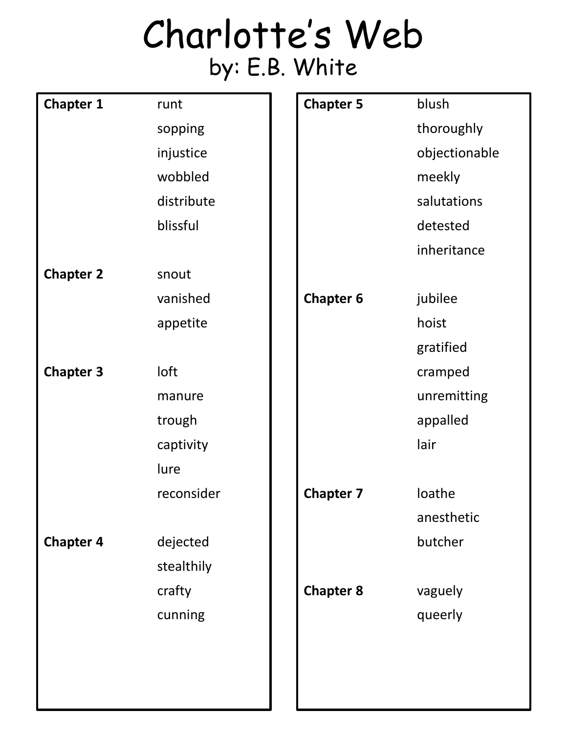# Charlotte's Web

## by: E.B. White

**Chapter 1**

- runt
- sopping
- injustice
- wobbled
- distribute
- blissful

**Chapter 2**

- snout
- vanished
- appetite

**Chapter 3**

- loft
- manure
- trough
- captivity
- lure
- reconsider

**Chapter 4**

- dejected
- stealthily
- crafty
- cunning

**Chapter 5**

- blush
- thoroughly
- objectionable
- meekly
- salutations
- detested
- inheritance

**Chapter 6**

- jubilee
- hoist
- gratified
- cramped
- unremitting
- appalled
- lair

**Chapter 7**

- loathe
- anesthetic
- butcher

**Chapter 8**

- vaguely
- queerly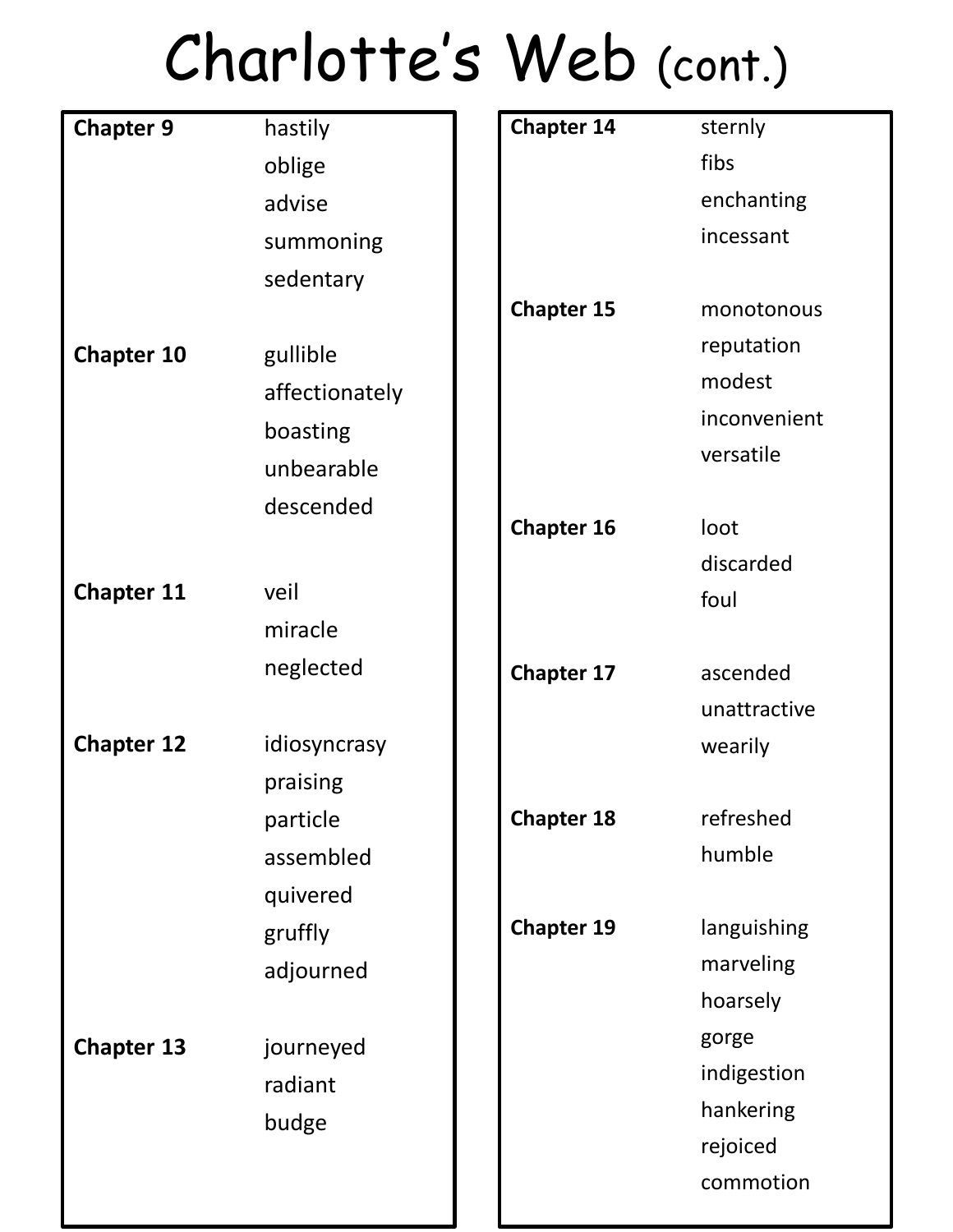# Charlotte's Web (cont.)

**Chapter 9**
- hastily
- oblige
- advise
- summoning
- sedentary

**Chapter 10**
- gullible
- affectionately
- boasting
- unbearable
- descended

**Chapter 11**
- veil
- miracle
- neglected

**Chapter 12**
- idiosyncrasy
- praising
- particle
- assembled
- quivered
- gruffly
- adjourned

**Chapter 13**
- journeyed
- radiant
- budge

**Chapter 14**
- sternly
- fibs
- enchanting
- incessant

**Chapter 15**
- monotonous
- reputation
- modest
- inconvenient
- versatile

**Chapter 16**
- loot
- discarded
- foul

**Chapter 17**
- ascended
- unattractive
- wearily

**Chapter 18**
- refreshed
- humble

**Chapter 19**
- languishing
- marveling
- hoarsely
- gorge
- indigestion
- hankering
- rejoiced
- commotion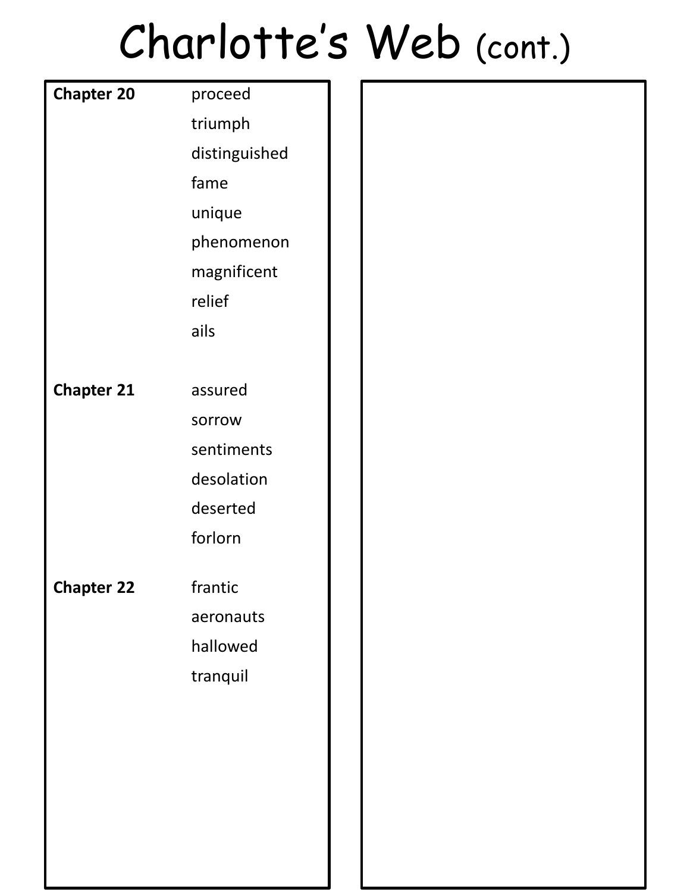# Charlotte's Web (cont.)

**Chapter 20**

proceed
triumph
distinguished
fame
unique
phenomenon
magnificent
relief
ails

**Chapter 21**

assured
sorrow
sentiments
desolation
deserted
forlorn

**Chapter 22**

frantic
aeronauts
hallowed
tranquil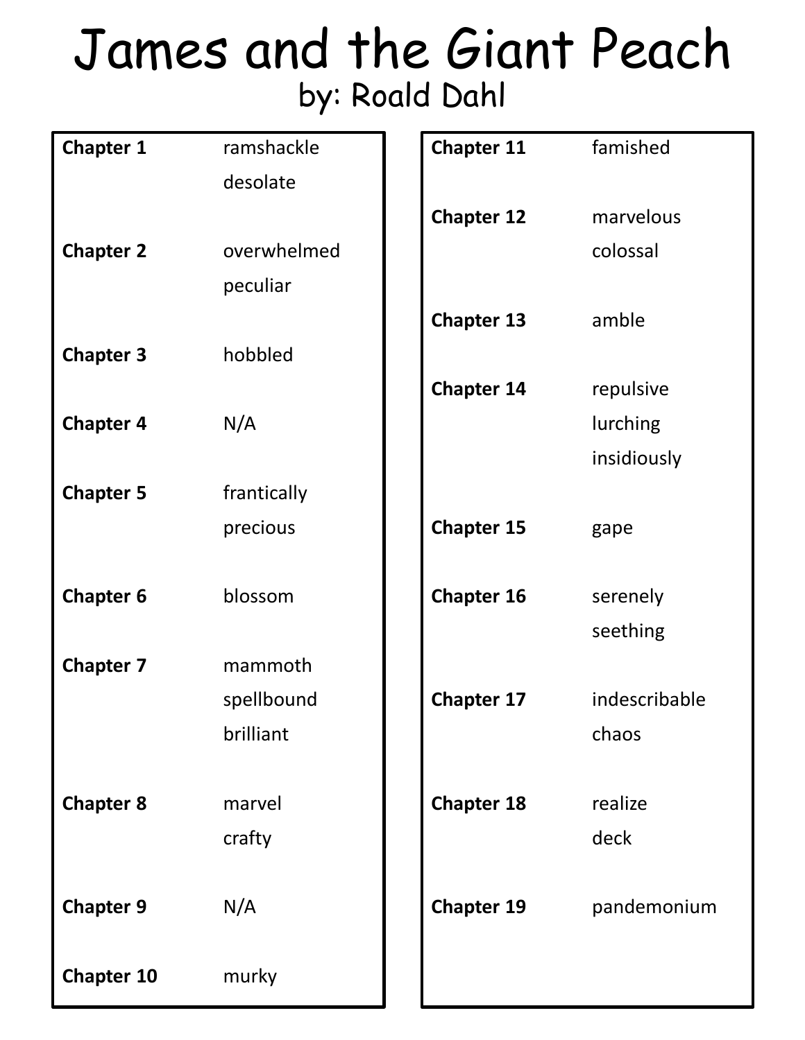# James and the Giant Peach

by: Roald Dahl

| | |
|---|---|
| **Chapter 1** | ramshackle<br>desolate |
| **Chapter 2** | overwhelmed<br>peculiar |
| **Chapter 3** | hobbled |
| **Chapter 4** | N/A |
| **Chapter 5** | frantically<br>precious |
| **Chapter 6** | blossom |
| **Chapter 7** | mammoth<br>spellbound<br>brilliant |
| **Chapter 8** | marvel<br>crafty |
| **Chapter 9** | N/A |
| **Chapter 10** | murky |

| | |
|---|---|
| **Chapter 11** | famished |
| **Chapter 12** | marvelous<br>colossal |
| **Chapter 13** | amble |
| **Chapter 14** | repulsive<br>lurching<br>insidiously |
| **Chapter 15** | gape |
| **Chapter 16** | serenely<br>seething |
| **Chapter 17** | indescribable<br>chaos |
| **Chapter 18** | realize<br>deck |
| **Chapter 19** | pandemonium |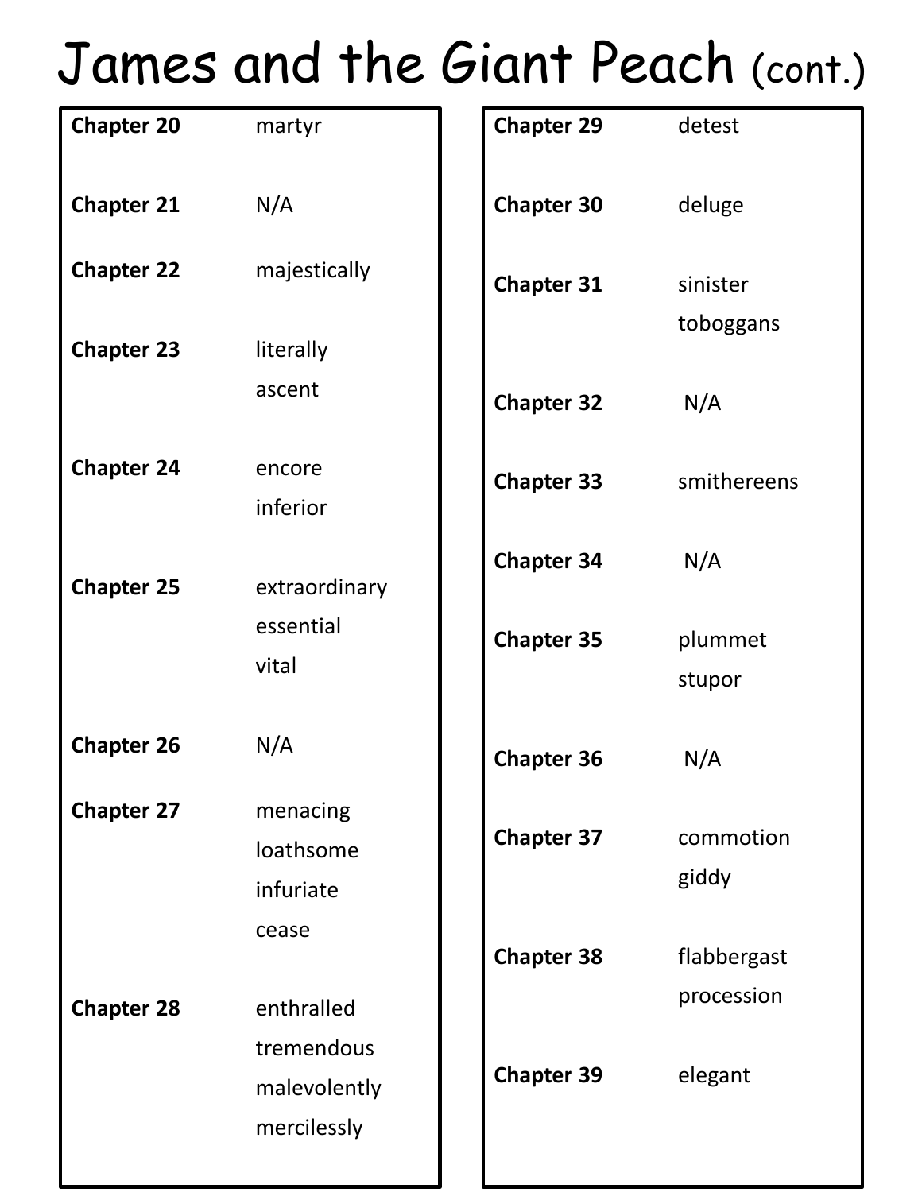# James and the Giant Peach (cont.)

| | |
|---|---|
| **Chapter 20** | martyr |
| **Chapter 21** | N/A |
| **Chapter 22** | majestically |
| **Chapter 23** | literally<br>ascent |
| **Chapter 24** | encore<br>inferior |
| **Chapter 25** | extraordinary<br>essential<br>vital |
| **Chapter 26** | N/A |
| **Chapter 27** | menacing<br>loathsome<br>infuriate<br>cease |
| **Chapter 28** | enthralled<br>tremendous<br>malevolently<br>mercilessly |

| | |
|---|---|
| **Chapter 29** | detest |
| **Chapter 30** | deluge |
| **Chapter 31** | sinister<br>toboggans |
| **Chapter 32** | N/A |
| **Chapter 33** | smithereens |
| **Chapter 34** | N/A |
| **Chapter 35** | plummet<br>stupor |
| **Chapter 36** | N/A |
| **Chapter 37** | commotion<br>giddy |
| **Chapter 38** | flabbergast<br>procession |
| **Chapter 39** | elegant |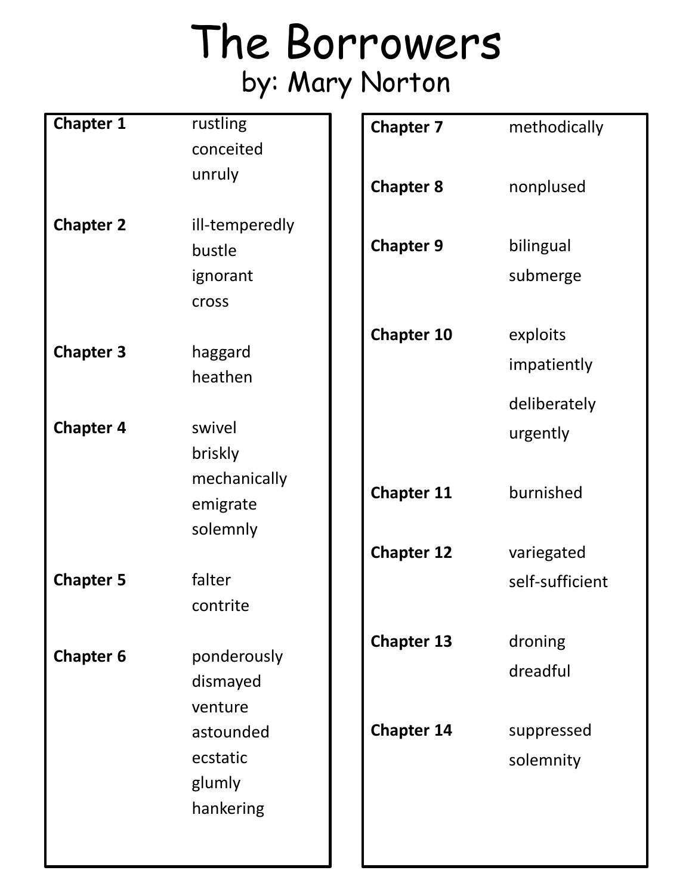# The Borrowers
## by: Mary Norton

| | |
|---|---|
| **Chapter 1** | rustling<br>conceited<br>unruly |
| **Chapter 2** | ill-temperedly<br>bustle<br>ignorant<br>cross |
| **Chapter 3** | haggard<br>heathen |
| **Chapter 4** | swivel<br>briskly<br>mechanically<br>emigrate<br>solemnly |
| **Chapter 5** | falter<br>contrite |
| **Chapter 6** | ponderously<br>dismayed<br>venture<br>astounded<br>ecstatic<br>glumly<br>hankering |

| | |
|---|---|
| **Chapter 7** | methodically |
| **Chapter 8** | nonplused |
| **Chapter 9** | bilingual<br>submerge |
| **Chapter 10** | exploits<br>impatiently<br>deliberately<br>urgently |
| **Chapter 11** | burnished |
| **Chapter 12** | variegated<br>self-sufficient |
| **Chapter 13** | droning<br>dreadful |
| **Chapter 14** | suppressed<br>solemnity |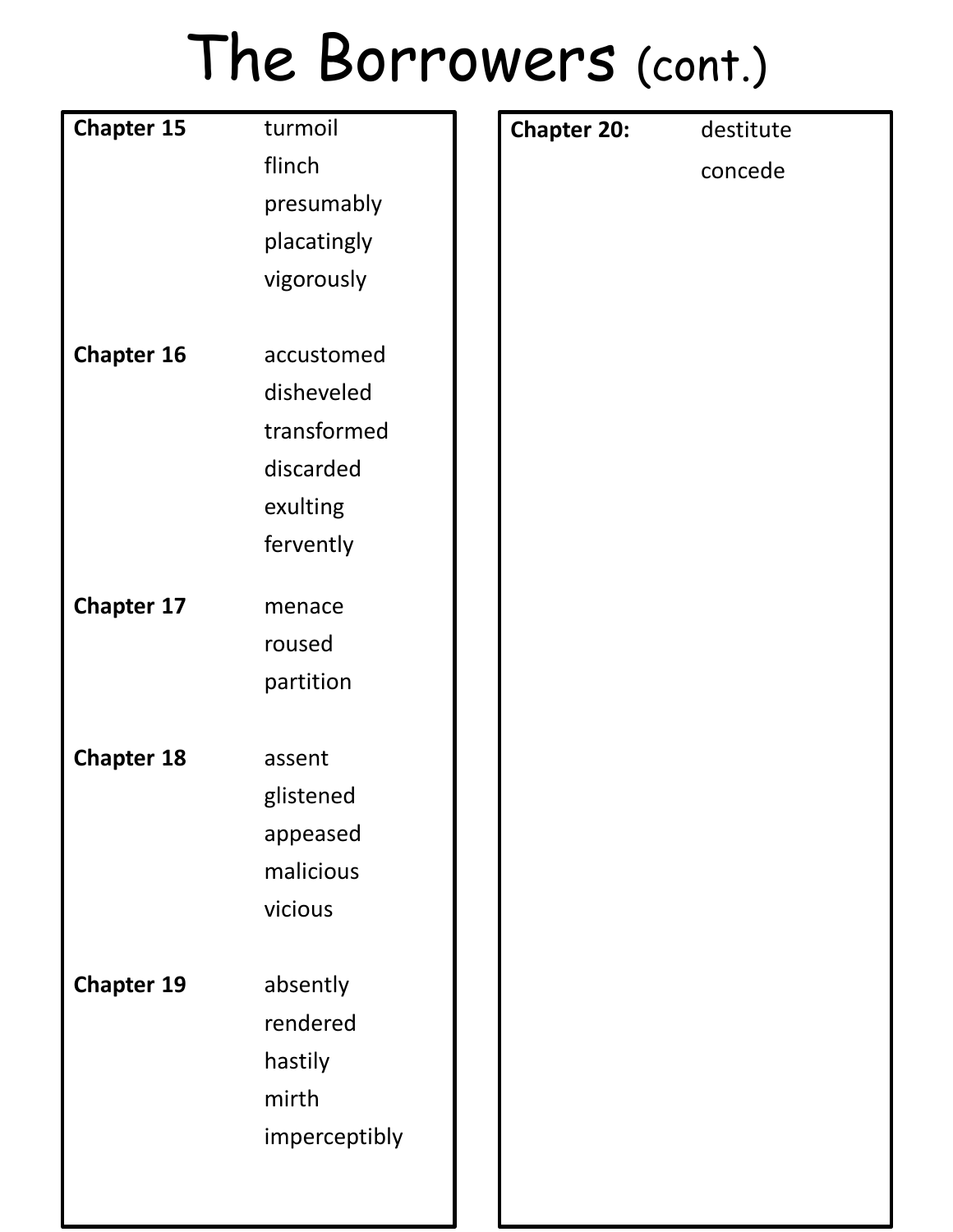# The Borrowers (cont.)

**Chapter 15**
- turmoil
- flinch
- presumably
- placatingly
- vigorously

**Chapter 16**
- accustomed
- disheveled
- transformed
- discarded
- exulting
- fervently

**Chapter 17**
- menace
- roused
- partition

**Chapter 18**
- assent
- glistened
- appeased
- malicious
- vicious

**Chapter 19**
- absently
- rendered
- hastily
- mirth
- imperceptibly

**Chapter 20:**
- destitute
- concede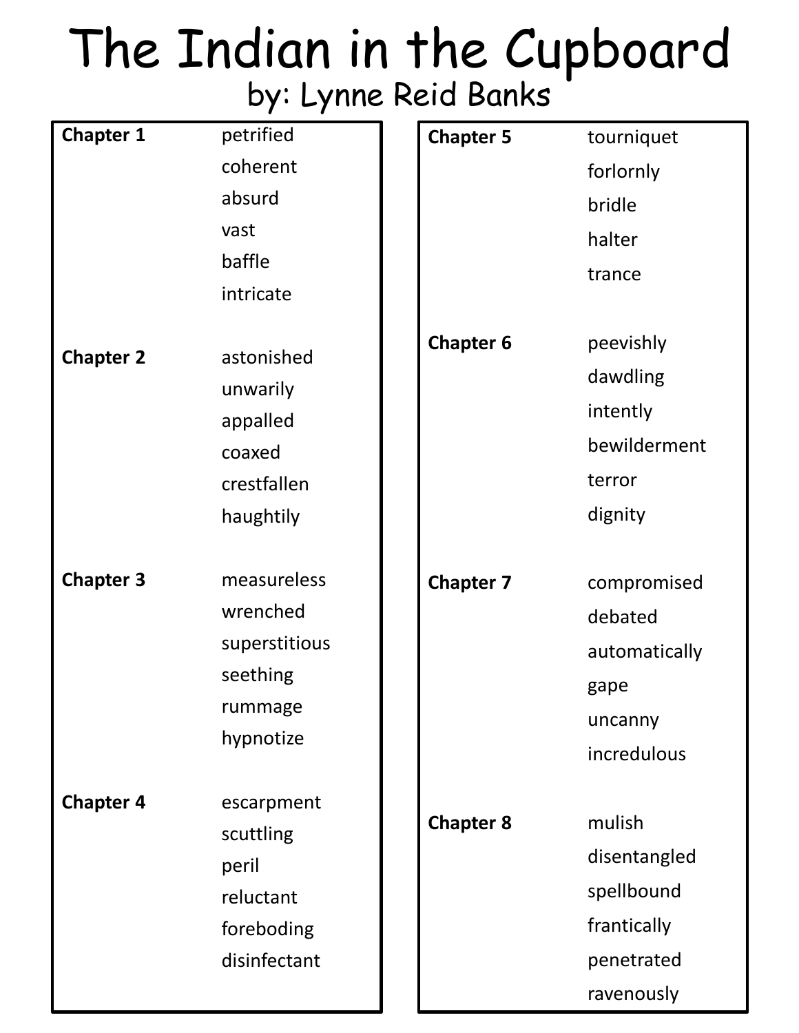# The Indian in the Cupboard

## by: Lynne Reid Banks

| | |
|---|---|
| **Chapter 1** | petrified<br>coherent<br>absurd<br>vast<br>baffle<br>intricate |
| **Chapter 2** | astonished<br>unwarily<br>appalled<br>coaxed<br>crestfallen<br>haughtily |
| **Chapter 3** | measureless<br>wrenched<br>superstitious<br>seething<br>rummage<br>hypnotize |
| **Chapter 4** | escarpment<br>scuttling<br>peril<br>reluctant<br>foreboding<br>disinfectant |

| | |
|---|---|
| **Chapter 5** | tourniquet<br>forlornly<br>bridle<br>halter<br>trance |
| **Chapter 6** | peevishly<br>dawdling<br>intently<br>bewilderment<br>terror<br>dignity |
| **Chapter 7** | compromised<br>debated<br>automatically<br>gape<br>uncanny<br>incredulous |
| **Chapter 8** | mulish<br>disentangled<br>spellbound<br>frantically<br>penetrated<br>ravenously |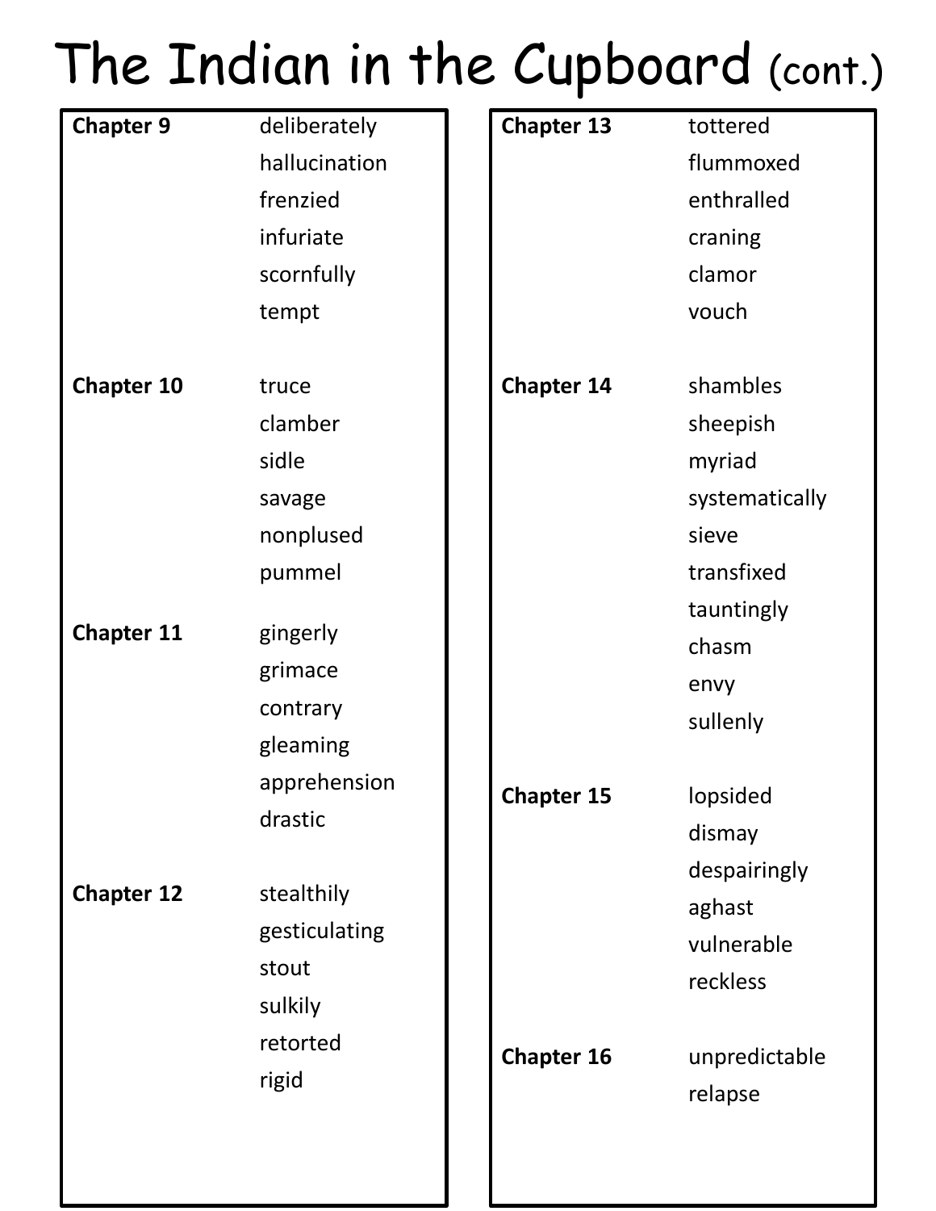# The Indian in the Cupboard (cont.)

| | |
|---|---|
| **Chapter 9** | deliberately<br>hallucination<br>frenzied<br>infuriate<br>scornfully<br>tempt |
| **Chapter 10** | truce<br>clamber<br>sidle<br>savage<br>nonplused<br>pummel |
| **Chapter 11** | gingerly<br>grimace<br>contrary<br>gleaming<br>apprehension<br>drastic |
| **Chapter 12** | stealthily<br>gesticulating<br>stout<br>sulkily<br>retorted<br>rigid |

| | |
|---|---|
| **Chapter 13** | tottered<br>flummoxed<br>enthralled<br>craning<br>clamor<br>vouch |
| **Chapter 14** | shambles<br>sheepish<br>myriad<br>systematically<br>sieve<br>transfixed<br>tauntingly<br>chasm<br>envy<br>sullenly |
| **Chapter 15** | lopsided<br>dismay<br>despairingly<br>aghast<br>vulnerable<br>reckless |
| **Chapter 16** | unpredictable<br>relapse |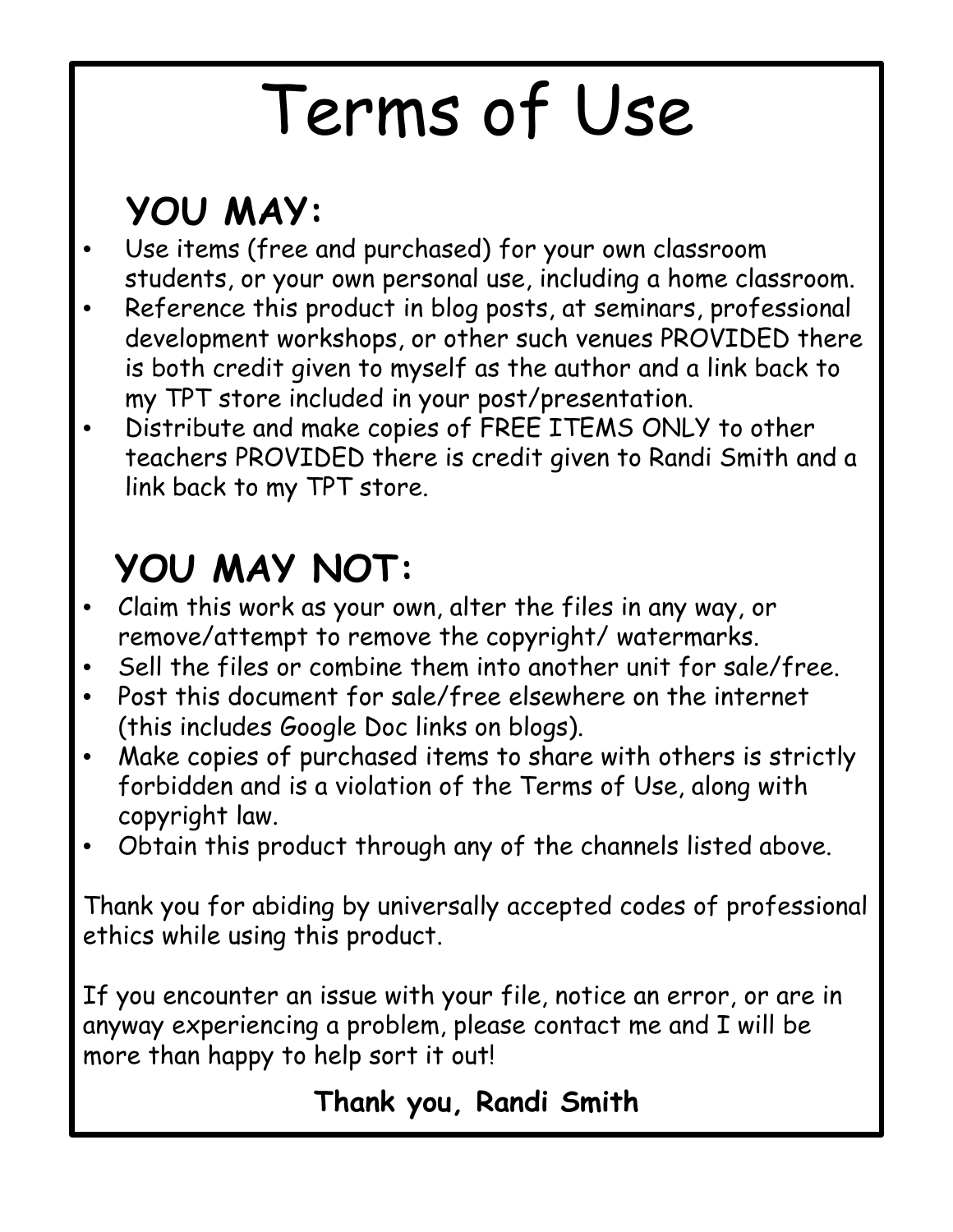# Terms of Use

## YOU MAY:

- Use items (free and purchased) for your own classroom students, or your own personal use, including a home classroom.
- Reference this product in blog posts, at seminars, professional development workshops, or other such venues PROVIDED there is both credit given to myself as the author and a link back to my TPT store included in your post/presentation.
- Distribute and make copies of FREE ITEMS ONLY to other teachers PROVIDED there is credit given to Randi Smith and a link back to my TPT store.

## YOU MAY NOT:

- Claim this work as your own, alter the files in any way, or remove/attempt to remove the copyright/ watermarks.
- Sell the files or combine them into another unit for sale/free.
- Post this document for sale/free elsewhere on the internet (this includes Google Doc links on blogs).
- Make copies of purchased items to share with others is strictly forbidden and is a violation of the Terms of Use, along with copyright law.
- Obtain this product through any of the channels listed above.

Thank you for abiding by universally accepted codes of professional ethics while using this product.

If you encounter an issue with your file, notice an error, or are in anyway experiencing a problem, please contact me and I will be more than happy to help sort it out!

**Thank you, Randi Smith**